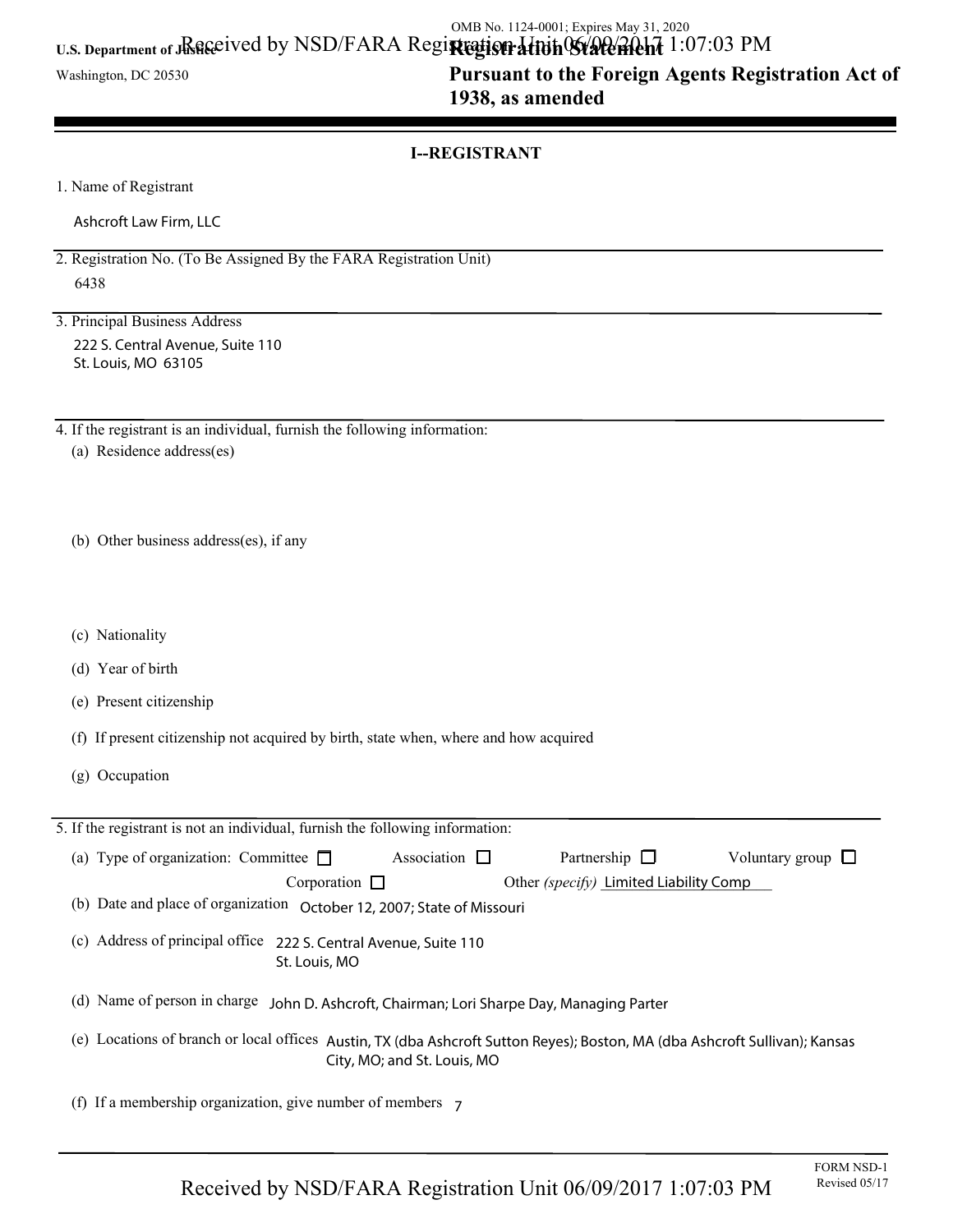U.S. Department of Justice
Washington, DC 20530

OMB No. 1124-0001; Expires May 31, 2020

# Registration Statement
## Pursuant to the Foreign Agents Registration Act of 1938, as amended

Received by NSD/FARA Registration Unit 06/09/2017 1:07:03 PM

### I--REGISTRANT

1. Name of Registrant

   Ashcroft Law Firm, LLC

2. Registration No. (To Be Assigned By the FARA Registration Unit)

   6438

3. Principal Business Address

   222 S. Central Avenue, Suite 110
   St. Louis, MO 63105

4. If the registrant is an individual, furnish the following information:

   (a) Residence address(es)

   (b) Other business address(es), if any

   (c) Nationality

   (d) Year of birth

   (e) Present citizenship

   (f) If present citizenship not acquired by birth, state when, where and how acquired

   (g) Occupation

5. If the registrant is not an individual, furnish the following information:

   (a) Type of organization: Committee ☐ Association ☐ Partnership ☐ Voluntary group ☐ Corporation ☐ Other *(specify)* Limited Liability Comp

   (b) Date and place of organization October 12, 2007; State of Missouri

   (c) Address of principal office 222 S. Central Avenue, Suite 110
   St. Louis, MO

   (d) Name of person in charge John D. Ashcroft, Chairman; Lori Sharpe Day, Managing Parter

   (e) Locations of branch or local offices Austin, TX (dba Ashcroft Sutton Reyes); Boston, MA (dba Ashcroft Sullivan); Kansas City, MO; and St. Louis, MO

   (f) If a membership organization, give number of members 7

FORM NSD-1
Revised 05/17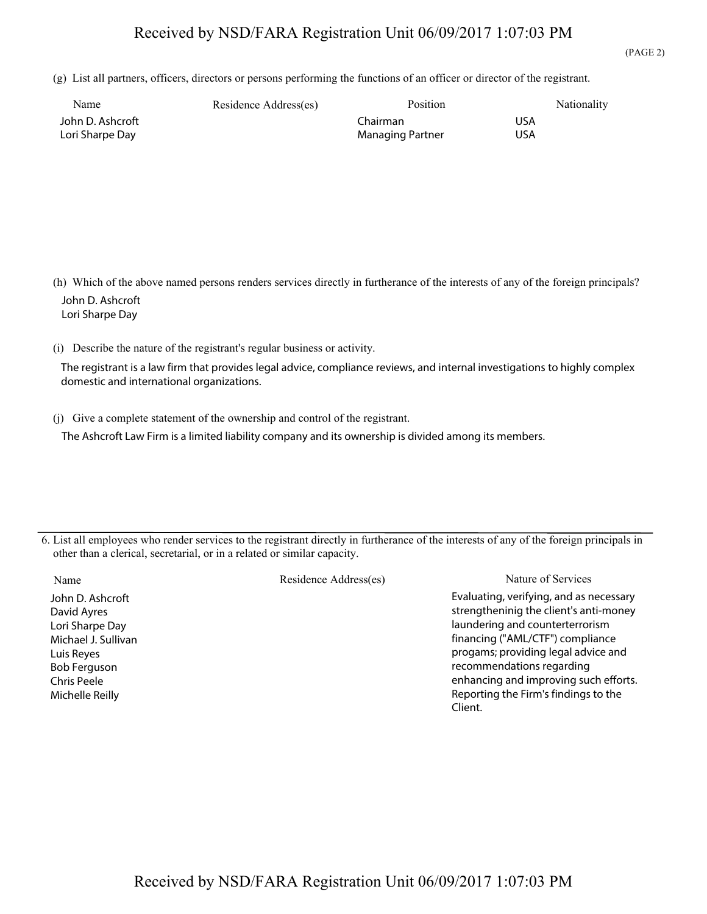(g) List all partners, officers, directors or persons performing the functions of an officer or director of the registrant.

| Name | Residence Address(es) | Position | Nationality |
|---|---|---|---|
| John D. Ashcroft | | Chairman | USA |
| Lori Sharpe Day | | Managing Partner | USA |

(h) Which of the above named persons renders services directly in furtherance of the interests of any of the foreign principals?

John D. Ashcroft
Lori Sharpe Day

(i) Describe the nature of the registrant's regular business or activity.

The registrant is a law firm that provides legal advice, compliance reviews, and internal investigations to highly complex domestic and international organizations.

(j) Give a complete statement of the ownership and control of the registrant.

The Ashcroft Law Firm is a limited liability company and its ownership is divided among its members.

---

6. List all employees who render services to the registrant directly in furtherance of the interests of any of the foreign principals in other than a clerical, secretarial, or in a related or similar capacity.

| Name | Residence Address(es) | Nature of Services |
|---|---|---|
| John D. Ashcroft<br>David Ayres<br>Lori Sharpe Day<br>Michael J. Sullivan<br>Luis Reyes<br>Bob Ferguson<br>Chris Peele<br>Michelle Reilly | | Evaluating, verifying, and as necessary strengtheninig the client's anti-money laundering and counterterrorism financing ("AML/CTF") compliance progams; providing legal advice and recommendations regarding enhancing and improving such efforts. Reporting the Firm's findings to the Client. |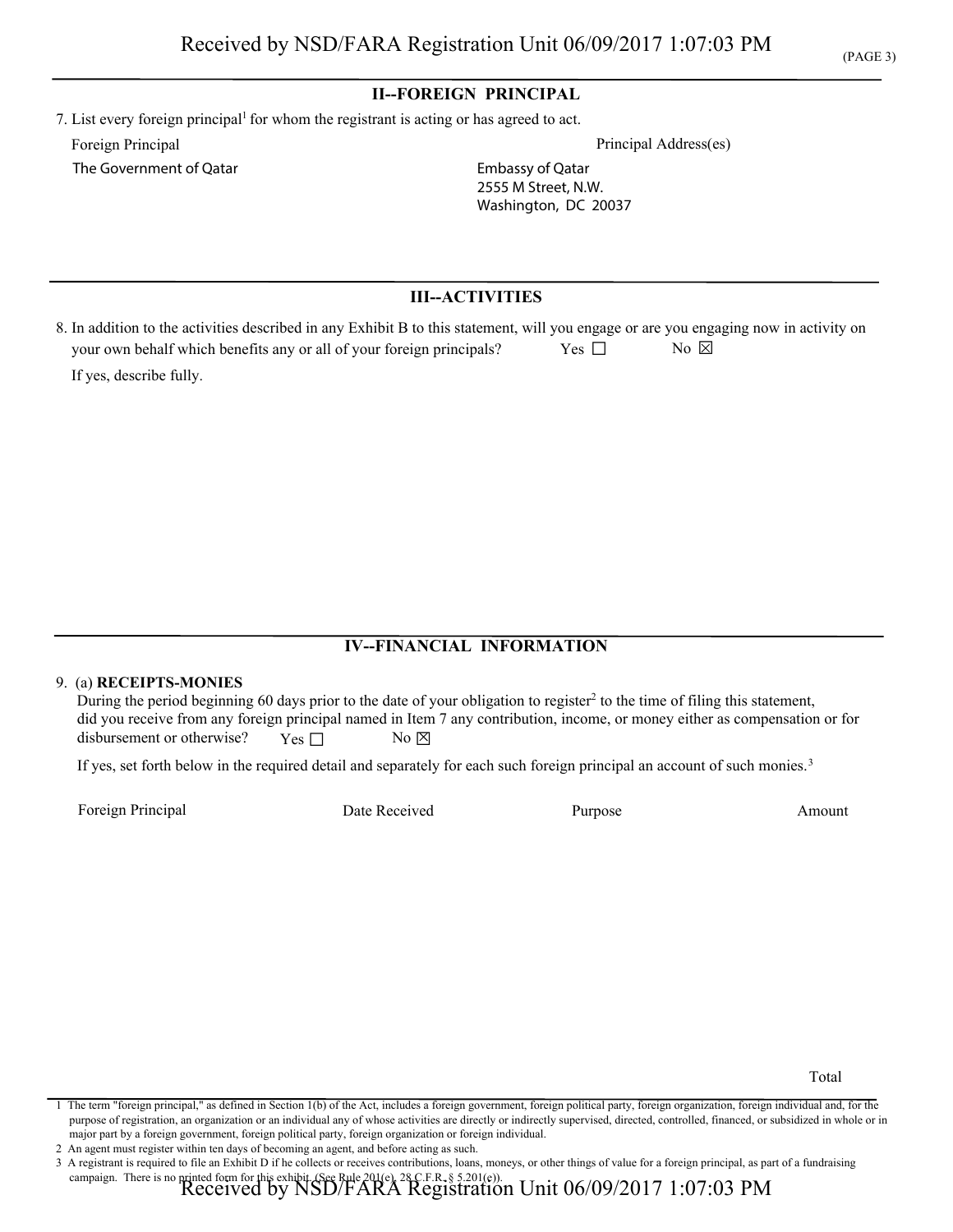## II--FOREIGN PRINCIPAL

7. List every foreign principal[1] for whom the registrant is acting or has agreed to act.

| Foreign Principal | Principal Address(es) |
|---|---|
| The Government of Qatar | Embassy of Qatar<br>2555 M Street, N.W.<br>Washington, DC 20037 |

## III--ACTIVITIES

8. In addition to the activities described in any Exhibit B to this statement, will you engage or are you engaging now in activity on your own behalf which benefits any or all of your foreign principals? Yes ☐ No ☒

If yes, describe fully.

## IV--FINANCIAL INFORMATION

9. (a) **RECEIPTS-MONIES**

During the period beginning 60 days prior to the date of your obligation to register[2] to the time of filing this statement, did you receive from any foreign principal named in Item 7 any contribution, income, or money either as compensation or for disbursement or otherwise? Yes ☐ No ☒

If yes, set forth below in the required detail and separately for each such foreign principal an account of such monies.[3]

| Foreign Principal | Date Received | Purpose | Amount |
|---|---|---|---|
| | | | |
| | | Total | |

1 The term "foreign principal," as defined in Section 1(b) of the Act, includes a foreign government, foreign political party, foreign organization, foreign individual and, for the purpose of registration, an organization or an individual any of whose activities are directly or indirectly supervised, directed, controlled, financed, or subsidized in whole or in major part by a foreign government, foreign political party, foreign organization or foreign individual.

2 An agent must register within ten days of becoming an agent, and before acting as such.

3 A registrant is required to file an Exhibit D if he collects or receives contributions, loans, moneys, or other things of value for a foreign principal, as part of a fundraising campaign. There is no printed form for this exhibit. (See Rule 201(e), 28 C.F.R. § 5.201(e)).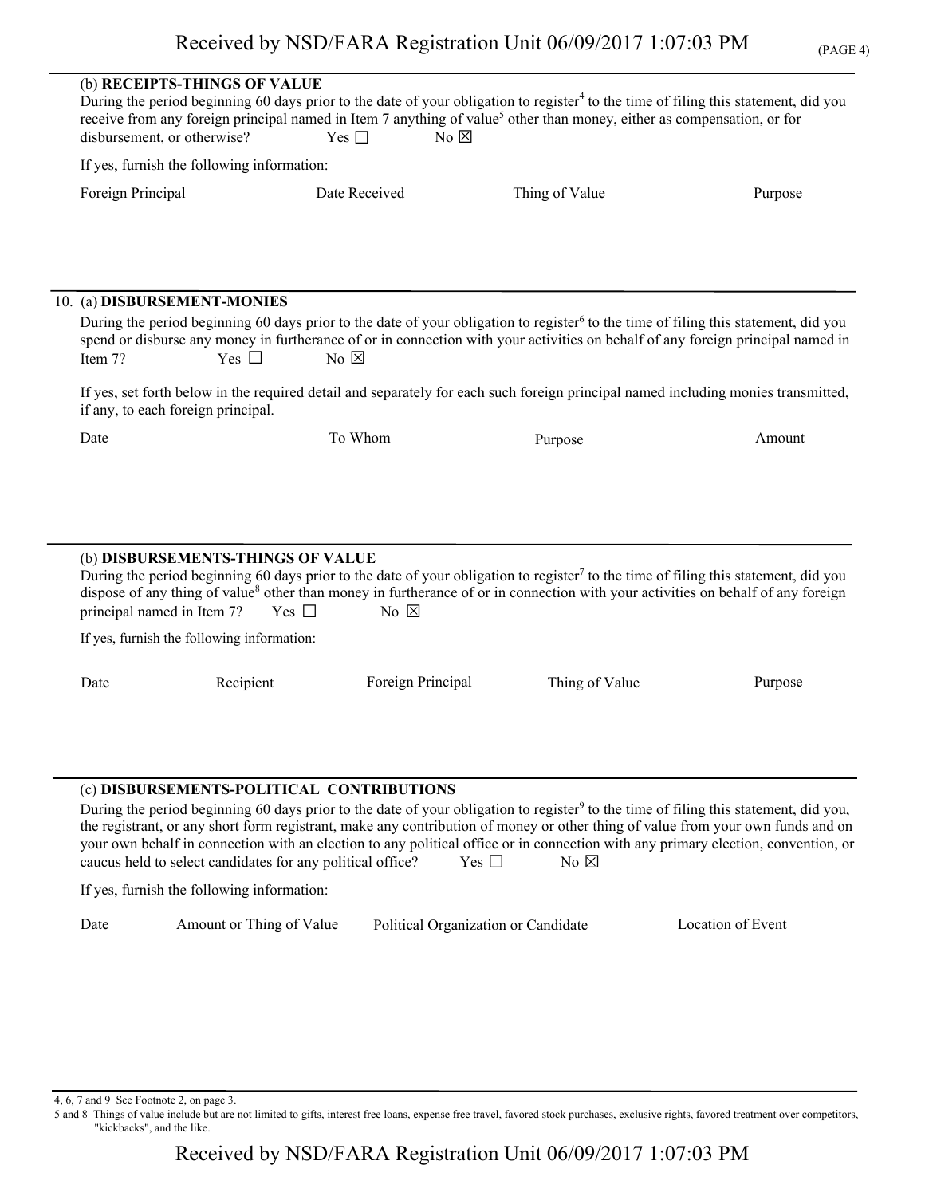(b) **RECEIPTS-THINGS OF VALUE**

During the period beginning 60 days prior to the date of your obligation to register[4] to the time of filing this statement, did you receive from any foreign principal named in Item 7 anything of value[5] other than money, either as compensation, or for disbursement, or otherwise? Yes ☐ No ☒

If yes, furnish the following information:

| Foreign Principal | Date Received | Thing of Value | Purpose |
|---|---|---|---|

10. (a) **DISBURSEMENT-MONIES**

During the period beginning 60 days prior to the date of your obligation to register[6] to the time of filing this statement, did you spend or disburse any money in furtherance of or in connection with your activities on behalf of any foreign principal named in Item 7? Yes ☐ No ☒

If yes, set forth below in the required detail and separately for each such foreign principal named including monies transmitted, if any, to each foreign principal.

| Date | To Whom | Purpose | Amount |
|---|---|---|---|

(b) **DISBURSEMENTS-THINGS OF VALUE**

During the period beginning 60 days prior to the date of your obligation to register[7] to the time of filing this statement, did you dispose of any thing of value[8] other than money in furtherance of or in connection with your activities on behalf of any foreign principal named in Item 7? Yes ☐ No ☒

If yes, furnish the following information:

| Date | Recipient | Foreign Principal | Thing of Value | Purpose |
|---|---|---|---|---|

(c) **DISBURSEMENTS-POLITICAL CONTRIBUTIONS**

During the period beginning 60 days prior to the date of your obligation to register[9] to the time of filing this statement, did you, the registrant, or any short form registrant, make any contribution of money or other thing of value from your own funds and on your own behalf in connection with an election to any political office or in connection with any primary election, convention, or caucus held to select candidates for any political office? Yes ☐ No ☒

If yes, furnish the following information:

| Date | Amount or Thing of Value | Political Organization or Candidate | Location of Event |
|---|---|---|---|

4, 6, 7 and 9 See Footnote 2, on page 3.

5 and 8 Things of value include but are not limited to gifts, interest free loans, expense free travel, favored stock purchases, exclusive rights, favored treatment over competitors, "kickbacks", and the like.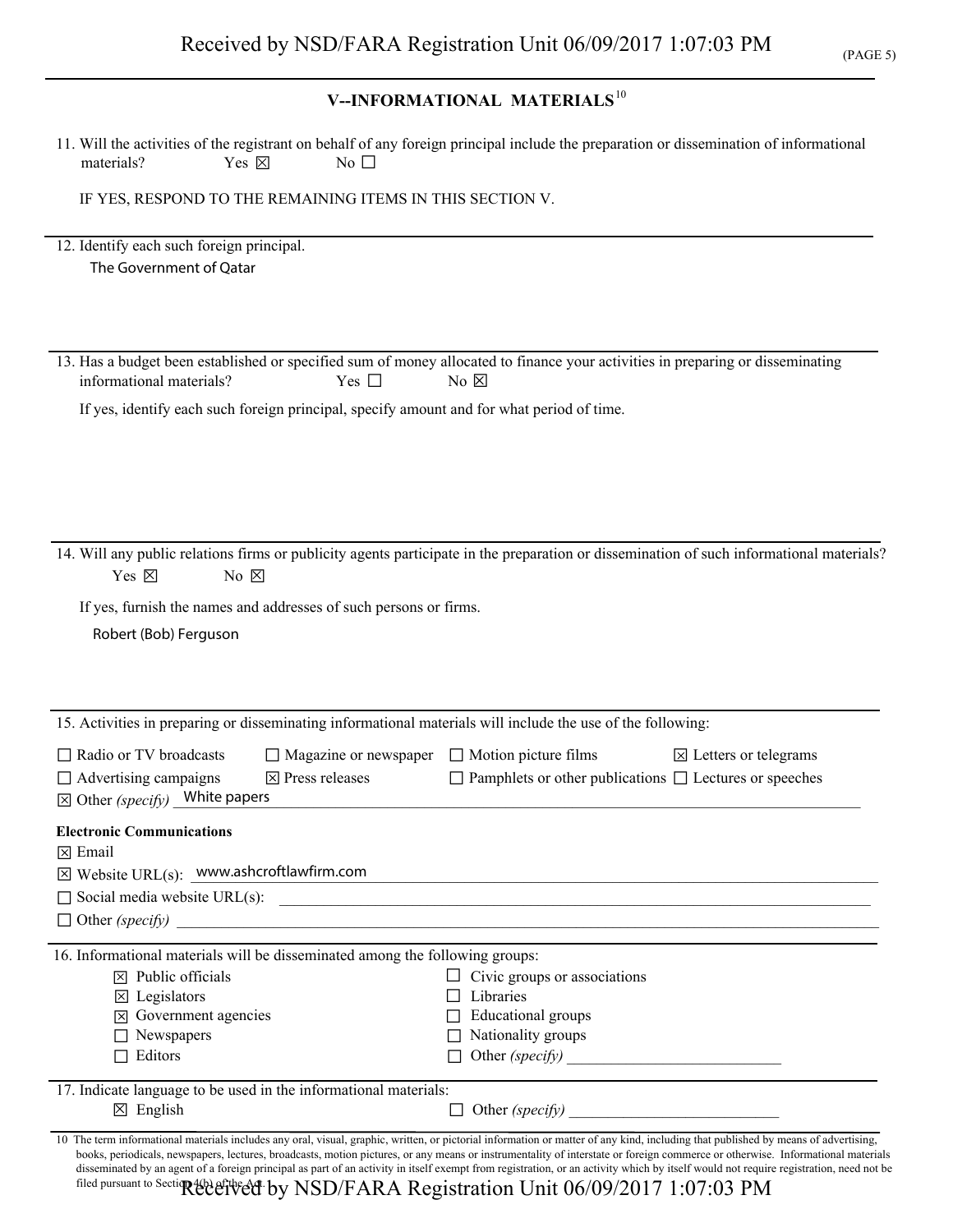## V--INFORMATIONAL MATERIALS[10]

11. Will the activities of the registrant on behalf of any foreign principal include the preparation or dissemination of informational materials? Yes ☒ No ☐

IF YES, RESPOND TO THE REMAINING ITEMS IN THIS SECTION V.

12. Identify each such foreign principal.

The Government of Qatar

13. Has a budget been established or specified sum of money allocated to finance your activities in preparing or disseminating informational materials? Yes ☐ No ☒

If yes, identify each such foreign principal, specify amount and for what period of time.

14. Will any public relations firms or publicity agents participate in the preparation or dissemination of such informational materials?

Yes ☒ No ☒

If yes, furnish the names and addresses of such persons or firms.

Robert (Bob) Ferguson

15. Activities in preparing or disseminating informational materials will include the use of the following:

☐ Radio or TV broadcasts ☐ Magazine or newspaper ☐ Motion picture films ☒ Letters or telegrams
☐ Advertising campaigns ☒ Press releases ☐ Pamphlets or other publications ☐ Lectures or speeches
☒ Other *(specify)* White papers

**Electronic Communications**

☒ Email
☒ Website URL(s): www.ashcroftlawfirm.com
☐ Social media website URL(s):
☐ Other *(specify)*

16. Informational materials will be disseminated among the following groups:

☒ Public officials
☒ Legislators
☒ Government agencies
☐ Newspapers
☐ Editors
☐ Civic groups or associations
☐ Libraries
☐ Educational groups
☐ Nationality groups
☐ Other *(specify)*

17. Indicate language to be used in the informational materials:

☒ English ☐ Other *(specify)*

10 The term informational materials includes any oral, visual, graphic, written, or pictorial information or matter of any kind, including that published by means of advertising, books, periodicals, newspapers, lectures, broadcasts, motion pictures, or any means or instrumentality of interstate or foreign commerce or otherwise. Informational materials disseminated by an agent of a foreign principal as part of an activity in itself exempt from registration, or an activity which by itself would not require registration, need not be filed pursuant to Section 4(b) of the Act.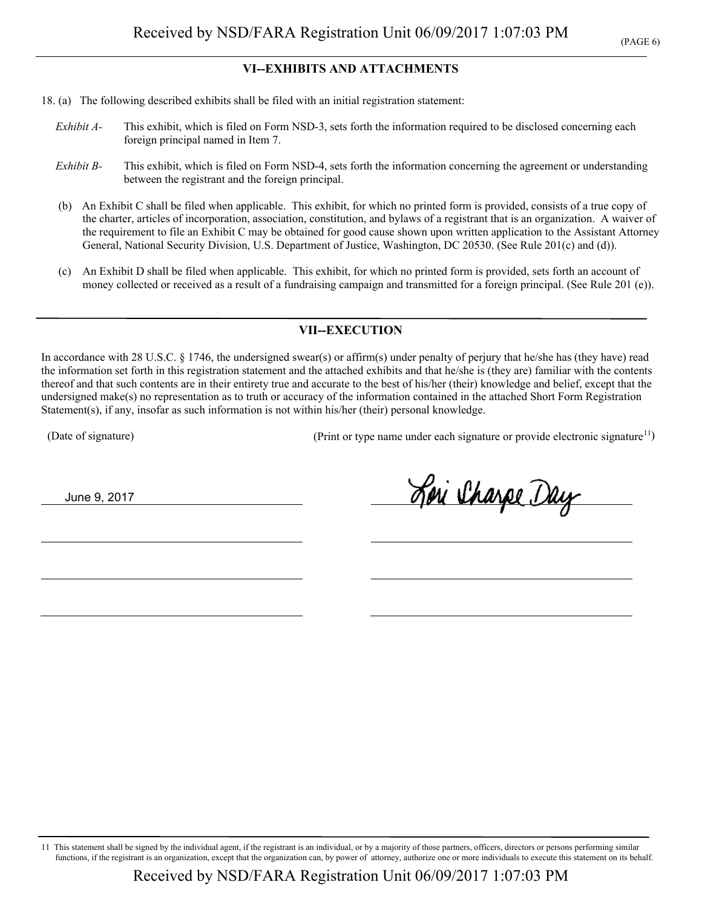## VI--EXHIBITS AND ATTACHMENTS

18. (a) The following described exhibits shall be filed with an initial registration statement:

*Exhibit A-* This exhibit, which is filed on Form NSD-3, sets forth the information required to be disclosed concerning each foreign principal named in Item 7.

*Exhibit B-* This exhibit, which is filed on Form NSD-4, sets forth the information concerning the agreement or understanding between the registrant and the foreign principal.

(b) An Exhibit C shall be filed when applicable. This exhibit, for which no printed form is provided, consists of a true copy of the charter, articles of incorporation, association, constitution, and bylaws of a registrant that is an organization. A waiver of the requirement to file an Exhibit C may be obtained for good cause shown upon written application to the Assistant Attorney General, National Security Division, U.S. Department of Justice, Washington, DC 20530. (See Rule 201(c) and (d)).

(c) An Exhibit D shall be filed when applicable. This exhibit, for which no printed form is provided, sets forth an account of money collected or received as a result of a fundraising campaign and transmitted for a foreign principal. (See Rule 201 (e)).

## VII--EXECUTION

In accordance with 28 U.S.C. § 1746, the undersigned swear(s) or affirm(s) under penalty of perjury that he/she has (they have) read the information set forth in this registration statement and the attached exhibits and that he/she is (they are) familiar with the contents thereof and that such contents are in their entirety true and accurate to the best of his/her (their) knowledge and belief, except that the undersigned make(s) no representation as to truth or accuracy of the information contained in the attached Short Form Registration Statement(s), if any, insofar as such information is not within his/her (their) personal knowledge.

| (Date of signature) | (Print or type name under each signature or provide electronic signature[11]) |
|---|---|
| June 9, 2017 | Lori Sharpe Day |
| | |
| | |
| | |

11 This statement shall be signed by the individual agent, if the registrant is an individual, or by a majority of those partners, officers, directors or persons performing similar functions, if the registrant is an organization, except that the organization can, by power of attorney, authorize one or more individuals to execute this statement on its behalf.